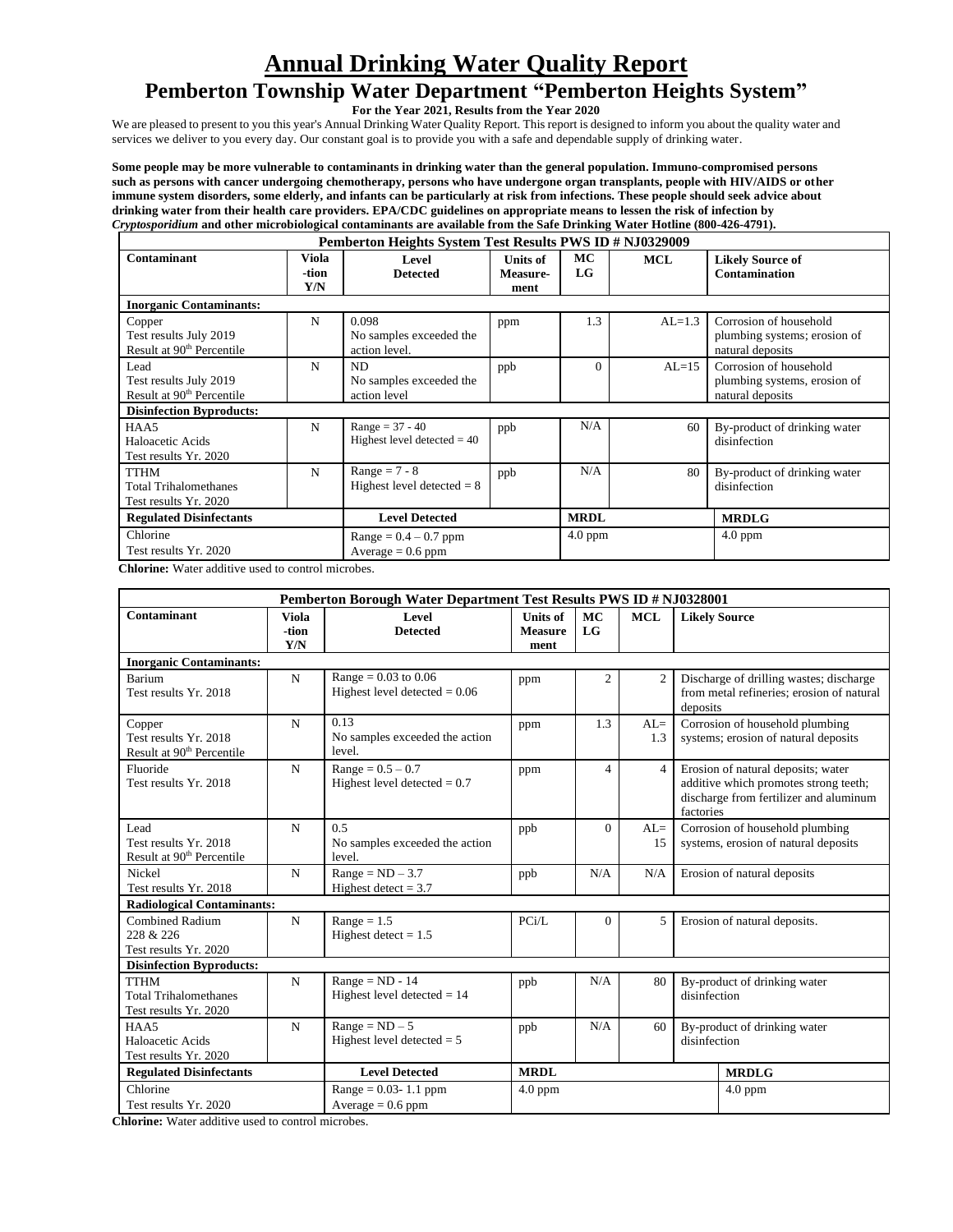# Annual Drinking Water Quality Report

## Pemberton Township Water Department "Pemberton Heights System"

**For the Year 2021, Results from the Year 2020**

We are pleased to present to you this year's Annual Drinking Water Quality Report. This report is designed to inform you about the quality water and services we deliver to you every day. Our constant goal is to provide you with a safe and dependable supply of drinking water.

**Some people may be more vulnerable to contaminants in drinking water than the general population. Immuno-compromised persons such as persons with cancer undergoing chemotherapy, persons who have undergone organ transplants, people with HIV/AIDS or other immune system disorders, some elderly, and infants can be particularly at risk from infections. These people should seek advice about drinking water from their health care providers. EPA/CDC guidelines on appropriate means to lessen the risk of infection by *Cryptosporidium* and other microbiological contaminants are available from the Safe Drinking Water Hotline (800-426-4791).**

| **Pemberton Heights System Test Results PWS ID # NJ0329009** | | | | | | |
|---|---|---|---|---|---|---|
| **Contaminant** | **Viola-tion Y/N** | **Level Detected** | **Units of Measure-ment** | **MC LG** | **MCL** | **Likely Source of Contamination** |
| **Inorganic Contaminants:** | | | | | | |
| Copper<br>Test results July 2019<br>Result at 90th Percentile | N | 0.098<br>No samples exceeded the action level. | ppm | 1.3 | AL=1.3 | Corrosion of household plumbing systems; erosion of natural deposits |
| Lead<br>Test results July 2019<br>Result at 90th Percentile | N | ND<br>No samples exceeded the action level | ppb | 0 | AL=15 | Corrosion of household plumbing systems, erosion of natural deposits |
| **Disinfection Byproducts:** | | | | | | |
| HAA5<br>Haloacetic Acids<br>Test results Yr. 2020 | N | Range = 37 - 40<br>Highest level detected = 40 | ppb | N/A | 60 | By-product of drinking water disinfection |
| TTHM<br>Total Trihalomethanes<br>Test results Yr. 2020 | N | Range = 7 - 8<br>Highest level detected = 8 | ppb | N/A | 80 | By-product of drinking water disinfection |
| **Regulated Disinfectants** | | **Level Detected** | | **MRDL** | | **MRDLG** |
| Chlorine<br>Test results Yr. 2020 | | Range = 0.4 – 0.7 ppm<br>Average = 0.6 ppm | | 4.0 ppm | | 4.0 ppm |

**Chlorine:** Water additive used to control microbes.

| **Pemberton Borough Water Department Test Results PWS ID # NJ0328001** | | | | | | |
|---|---|---|---|---|---|---|
| **Contaminant** | **Viola-tion Y/N** | **Level Detected** | **Units of Measure ment** | **MC LG** | **MCL** | **Likely Source** |
| **Inorganic Contaminants:** | | | | | | |
| Barium<br>Test results Yr. 2018 | N | Range = 0.03 to 0.06<br>Highest level detected = 0.06 | ppm | 2 | 2 | Discharge of drilling wastes; discharge from metal refineries; erosion of natural deposits |
| Copper<br>Test results Yr. 2018<br>Result at 90th Percentile | N | 0.13<br>No samples exceeded the action level. | ppm | 1.3 | AL= 1.3 | Corrosion of household plumbing systems; erosion of natural deposits |
| Fluoride<br>Test results Yr. 2018 | N | Range = 0.5 – 0.7<br>Highest level detected = 0.7 | ppm | 4 | 4 | Erosion of natural deposits; water additive which promotes strong teeth; discharge from fertilizer and aluminum factories |
| Lead<br>Test results Yr. 2018<br>Result at 90th Percentile | N | 0.5<br>No samples exceeded the action level. | ppb | 0 | AL= 15 | Corrosion of household plumbing systems, erosion of natural deposits |
| Nickel<br>Test results Yr. 2018 | N | Range = ND – 3.7<br>Highest detect = 3.7 | ppb | N/A | N/A | Erosion of natural deposits |
| **Radiological Contaminants:** | | | | | | |
| Combined Radium 228 & 226<br>Test results Yr. 2020 | N | Range = 1.5<br>Highest detect = 1.5 | PCi/L | 0 | 5 | Erosion of natural deposits. |
| **Disinfection Byproducts:** | | | | | | |
| TTHM<br>Total Trihalomethanes<br>Test results Yr. 2020 | N | Range = ND - 14<br>Highest level detected = 14 | ppb | N/A | 80 | By-product of drinking water disinfection |
| HAA5<br>Haloacetic Acids<br>Test results Yr. 2020 | N | Range = ND – 5<br>Highest level detected = 5 | ppb | N/A | 60 | By-product of drinking water disinfection |
| **Regulated Disinfectants** | | **Level Detected** | **MRDL** | | | **MRDLG** |
| Chlorine<br>Test results Yr. 2020 | | Range = 0.03- 1.1 ppm<br>Average = 0.6 ppm | 4.0 ppm | | | 4.0 ppm |

**Chlorine:** Water additive used to control microbes.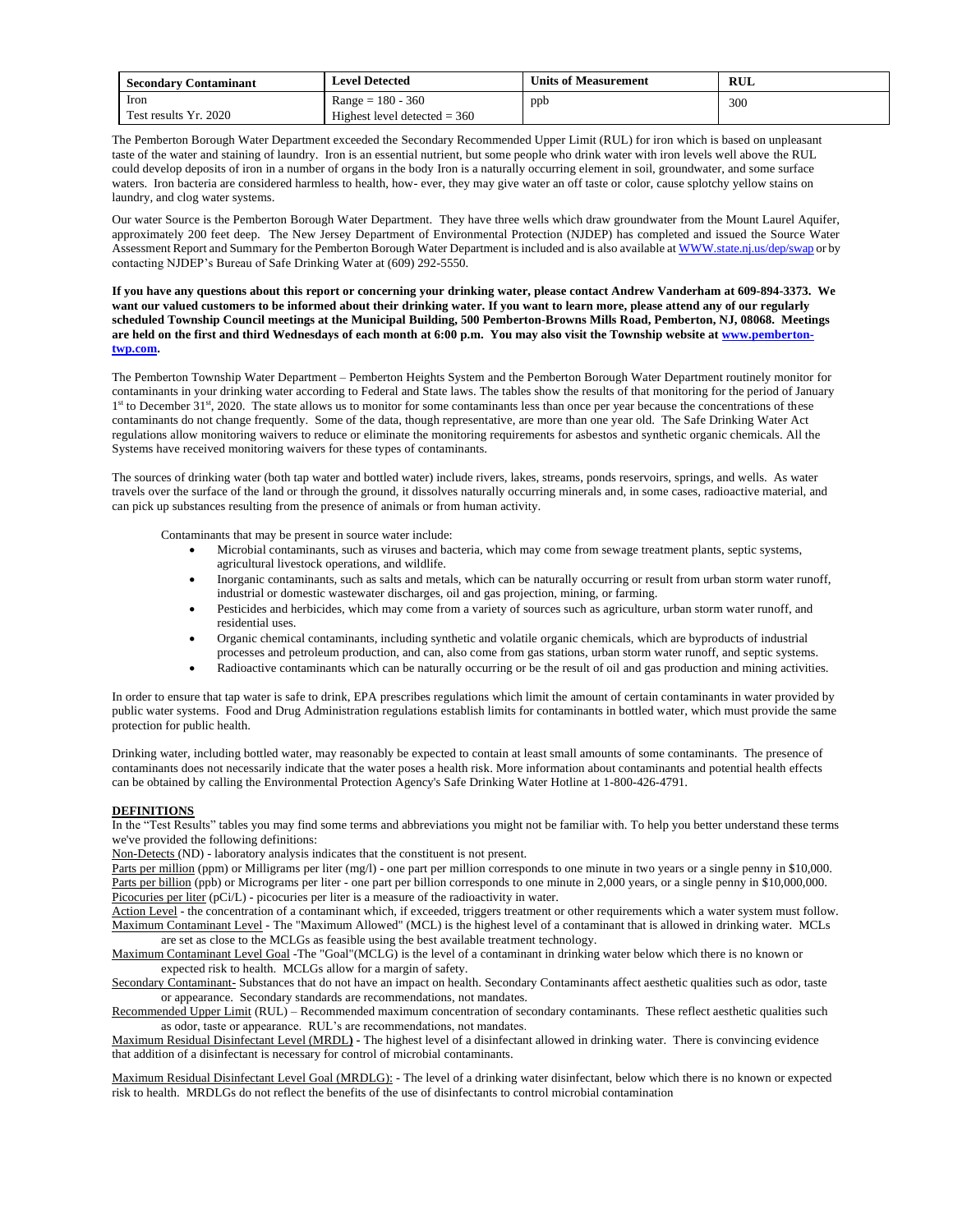| Secondary Contaminant | Level Detected | Units of Measurement | RUL |
|---|---|---|---|
| Iron<br>Test results Yr. 2020 | Range = 180 - 360<br>Highest level detected = 360 | ppb | 300 |

The Pemberton Borough Water Department exceeded the Secondary Recommended Upper Limit (RUL) for iron which is based on unpleasant taste of the water and staining of laundry. Iron is an essential nutrient, but some people who drink water with iron levels well above the RUL could develop deposits of iron in a number of organs in the body Iron is a naturally occurring element in soil, groundwater, and some surface waters. Iron bacteria are considered harmless to health, how- ever, they may give water an off taste or color, cause splotchy yellow stains on laundry, and clog water systems.

Our water Source is the Pemberton Borough Water Department. They have three wells which draw groundwater from the Mount Laurel Aquifer, approximately 200 feet deep. The New Jersey Department of Environmental Protection (NJDEP) has completed and issued the Source Water Assessment Report and Summary for the Pemberton Borough Water Department is included and is also available at WWW.state.nj.us/dep/swap or by contacting NJDEP's Bureau of Safe Drinking Water at (609) 292-5550.

**If you have any questions about this report or concerning your drinking water, please contact Andrew Vanderham at 609-894-3373. We want our valued customers to be informed about their drinking water. If you want to learn more, please attend any of our regularly scheduled Township Council meetings at the Municipal Building, 500 Pemberton-Browns Mills Road, Pemberton, NJ, 08068. Meetings are held on the first and third Wednesdays of each month at 6:00 p.m. You may also visit the Township website at www.pemberton-twp.com.**

The Pemberton Township Water Department – Pemberton Heights System and the Pemberton Borough Water Department routinely monitor for contaminants in your drinking water according to Federal and State laws. The tables show the results of that monitoring for the period of January 1st to December 31st, 2020. The state allows us to monitor for some contaminants less than once per year because the concentrations of these contaminants do not change frequently. Some of the data, though representative, are more than one year old. The Safe Drinking Water Act regulations allow monitoring waivers to reduce or eliminate the monitoring requirements for asbestos and synthetic organic chemicals. All the Systems have received monitoring waivers for these types of contaminants.

The sources of drinking water (both tap water and bottled water) include rivers, lakes, streams, ponds reservoirs, springs, and wells. As water travels over the surface of the land or through the ground, it dissolves naturally occurring minerals and, in some cases, radioactive material, and can pick up substances resulting from the presence of animals or from human activity.

Contaminants that may be present in source water include:

- Microbial contaminants, such as viruses and bacteria, which may come from sewage treatment plants, septic systems, agricultural livestock operations, and wildlife.
- Inorganic contaminants, such as salts and metals, which can be naturally occurring or result from urban storm water runoff, industrial or domestic wastewater discharges, oil and gas projection, mining, or farming.
- Pesticides and herbicides, which may come from a variety of sources such as agriculture, urban storm water runoff, and residential uses.
- Organic chemical contaminants, including synthetic and volatile organic chemicals, which are byproducts of industrial processes and petroleum production, and can, also come from gas stations, urban storm water runoff, and septic systems.
- Radioactive contaminants which can be naturally occurring or be the result of oil and gas production and mining activities.

In order to ensure that tap water is safe to drink, EPA prescribes regulations which limit the amount of certain contaminants in water provided by public water systems. Food and Drug Administration regulations establish limits for contaminants in bottled water, which must provide the same protection for public health.

Drinking water, including bottled water, may reasonably be expected to contain at least small amounts of some contaminants. The presence of contaminants does not necessarily indicate that the water poses a health risk. More information about contaminants and potential health effects can be obtained by calling the Environmental Protection Agency's Safe Drinking Water Hotline at 1-800-426-4791.

## DEFINITIONS

In the "Test Results" tables you may find some terms and abbreviations you might not be familiar with. To help you better understand these terms we've provided the following definitions:

Non-Detects (ND) - laboratory analysis indicates that the constituent is not present.

Parts per million (ppm) or Milligrams per liter (mg/l) - one part per million corresponds to one minute in two years or a single penny in $10,000.

Parts per billion (ppb) or Micrograms per liter - one part per billion corresponds to one minute in 2,000 years, or a single penny in $10,000,000.

Picocuries per liter (pCi/L) - picocuries per liter is a measure of the radioactivity in water.

Action Level - the concentration of a contaminant which, if exceeded, triggers treatment or other requirements which a water system must follow.

Maximum Contaminant Level - The "Maximum Allowed" (MCL) is the highest level of a contaminant that is allowed in drinking water. MCLs are set as close to the MCLGs as feasible using the best available treatment technology.

Maximum Contaminant Level Goal -The "Goal"(MCLG) is the level of a contaminant in drinking water below which there is no known or expected risk to health. MCLGs allow for a margin of safety.

Secondary Contaminant- Substances that do not have an impact on health. Secondary Contaminants affect aesthetic qualities such as odor, taste or appearance. Secondary standards are recommendations, not mandates.

Recommended Upper Limit (RUL) – Recommended maximum concentration of secondary contaminants. These reflect aesthetic qualities such as odor, taste or appearance. RUL's are recommendations, not mandates.

Maximum Residual Disinfectant Level (MRDL) - The highest level of a disinfectant allowed in drinking water. There is convincing evidence that addition of a disinfectant is necessary for control of microbial contaminants.

Maximum Residual Disinfectant Level Goal (MRDLG): - The level of a drinking water disinfectant, below which there is no known or expected risk to health. MRDLGs do not reflect the benefits of the use of disinfectants to control microbial contamination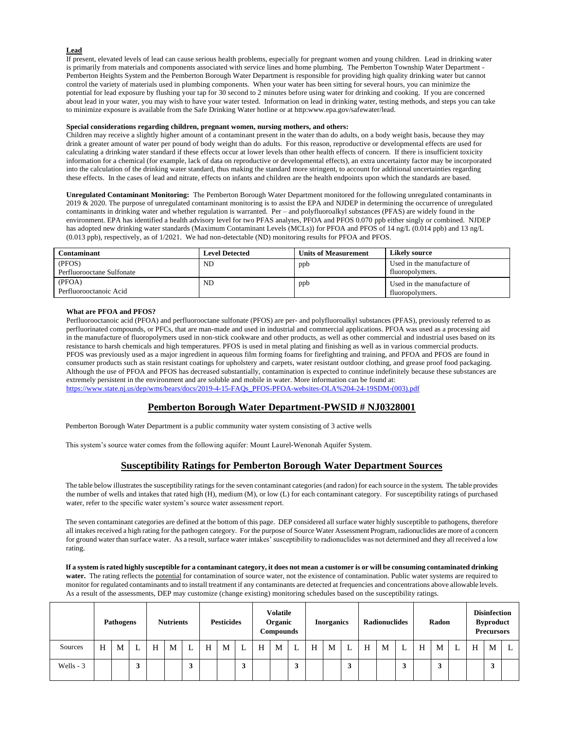**Lead**

If present, elevated levels of lead can cause serious health problems, especially for pregnant women and young children. Lead in drinking water is primarily from materials and components associated with service lines and home plumbing. The Pemberton Township Water Department - Pemberton Heights System and the Pemberton Borough Water Department is responsible for providing high quality drinking water but cannot control the variety of materials used in plumbing components. When your water has been sitting for several hours, you can minimize the potential for lead exposure by flushing your tap for 30 second to 2 minutes before using water for drinking and cooking. If you are concerned about lead in your water, you may wish to have your water tested. Information on lead in drinking water, testing methods, and steps you can take to minimize exposure is available from the Safe Drinking Water hotline or at http:www.epa.gov/safewater/lead.

**Special considerations regarding children, pregnant women, nursing mothers, and others:**

Children may receive a slightly higher amount of a contaminant present in the water than do adults, on a body weight basis, because they may drink a greater amount of water per pound of body weight than do adults. For this reason, reproductive or developmental effects are used for calculating a drinking water standard if these effects occur at lower levels than other health effects of concern. If there is insufficient toxicity information for a chemical (for example, lack of data on reproductive or developmental effects), an extra uncertainty factor may be incorporated into the calculation of the drinking water standard, thus making the standard more stringent, to account for additional uncertainties regarding these effects. In the cases of lead and nitrate, effects on infants and children are the health endpoints upon which the standards are based.

**Unregulated Contaminant Monitoring:** The Pemberton Borough Water Department monitored for the following unregulated contaminants in 2019 & 2020. The purpose of unregulated contaminant monitoring is to assist the EPA and NJDEP in determining the occurrence of unregulated contaminants in drinking water and whether regulation is warranted. Per – and polyfluoroalkyl substances (PFAS) are widely found in the environment. EPA has identified a health advisory level for two PFAS analytes, PFOA and PFOS 0.070 ppb either singly or combined. NJDEP has adopted new drinking water standards (Maximum Contaminant Levels (MCLs)) for PFOA and PFOS of 14 ng/L (0.014 ppb) and 13 ng/L (0.013 ppb), respectively, as of 1/2021. We had non-detectable (ND) monitoring results for PFOA and PFOS.

| Contaminant | Level Detected | Units of Measurement | Likely source |
|---|---|---|---|
| (PFOS) Perfluorooctane Sulfonate | ND | ppb | Used in the manufacture of fluoropolymers. |
| (PFOA) Perfluorooctanoic Acid | ND | ppb | Used in the manufacture of fluoropolymers. |

**What are PFOA and PFOS?**

Perfluorooctanoic acid (PFOA) and perfluorooctane sulfonate (PFOS) are per- and polyfluoroalkyl substances (PFAS), previously referred to as perfluorinated compounds, or PFCs, that are man-made and used in industrial and commercial applications. PFOA was used as a processing aid in the manufacture of fluoropolymers used in non-stick cookware and other products, as well as other commercial and industrial uses based on its resistance to harsh chemicals and high temperatures. PFOS is used in metal plating and finishing as well as in various commercial products. PFOS was previously used as a major ingredient in aqueous film forming foams for firefighting and training, and PFOA and PFOS are found in consumer products such as stain resistant coatings for upholstery and carpets, water resistant outdoor clothing, and grease proof food packaging. Although the use of PFOA and PFOS has decreased substantially, contamination is expected to continue indefinitely because these substances are extremely persistent in the environment and are soluble and mobile in water. More information can be found at: https://www.state.nj.us/dep/wms/bears/docs/2019-4-15-FAQs_PFOS-PFOA-websites-OLA%204-24-19SDM-(003).pdf

## Pemberton Borough Water Department-PWSID # NJ0328001

Pemberton Borough Water Department is a public community water system consisting of 3 active wells

This system's source water comes from the following aquifer: Mount Laurel-Wenonah Aquifer System.

## Susceptibility Ratings for Pemberton Borough Water Department Sources

The table below illustrates the susceptibility ratings for the seven contaminant categories (and radon) for each source in the system. The table provides the number of wells and intakes that rated high (H), medium (M), or low (L) for each contaminant category. For susceptibility ratings of purchased water, refer to the specific water system's source water assessment report.

The seven contaminant categories are defined at the bottom of this page. DEP considered all surface water highly susceptible to pathogens, therefore all intakes received a high rating for the pathogen category. For the purpose of Source Water Assessment Program, radionuclides are more of a concern for ground water than surface water. As a result, surface water intakes' susceptibility to radionuclides was not determined and they all received a low rating.

**If a system is rated highly susceptible for a contaminant category, it does not mean a customer is or will be consuming contaminated drinking water.** The rating reflects the potential for contamination of source water, not the existence of contamination. Public water systems are required to monitor for regulated contaminants and to install treatment if any contaminants are detected at frequencies and concentrations above allowable levels. As a result of the assessments, DEP may customize (change existing) monitoring schedules based on the susceptibility ratings.

| | Pathogens | | | Nutrients | | | Pesticides | | | Volatile Organic Compounds | | | Inorganics | | | Radionuclides | | | Radon | | | Disinfection Byproduct Precursors | | |
|---|---|---|---|---|---|---|---|---|---|---|---|---|---|---|---|---|---|---|---|---|---|---|---|---|
| Sources | H | M | L | H | M | L | H | M | L | H | M | L | H | M | L | H | M | L | H | M | L | H | M | L |
| Wells - 3 | | | 3 | | | 3 | | | 3 | | | 3 | | | 3 | | | 3 | | 3 | | | 3 | |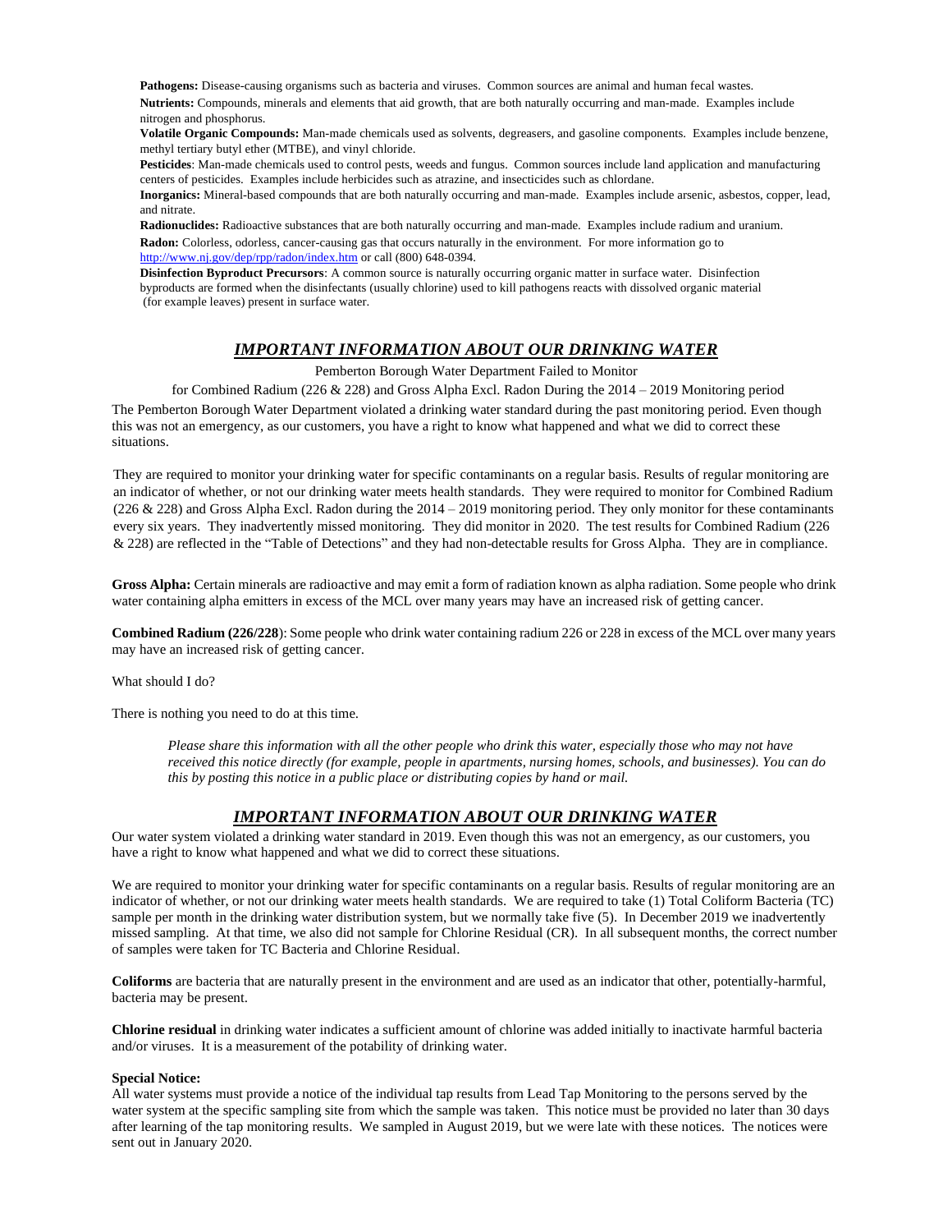**Pathogens:** Disease-causing organisms such as bacteria and viruses. Common sources are animal and human fecal wastes.

**Nutrients:** Compounds, minerals and elements that aid growth, that are both naturally occurring and man-made. Examples include nitrogen and phosphorus.

**Volatile Organic Compounds:** Man-made chemicals used as solvents, degreasers, and gasoline components. Examples include benzene, methyl tertiary butyl ether (MTBE), and vinyl chloride.

**Pesticides**: Man-made chemicals used to control pests, weeds and fungus. Common sources include land application and manufacturing centers of pesticides. Examples include herbicides such as atrazine, and insecticides such as chlordane.

**Inorganics:** Mineral-based compounds that are both naturally occurring and man-made. Examples include arsenic, asbestos, copper, lead, and nitrate.

**Radionuclides:** Radioactive substances that are both naturally occurring and man-made. Examples include radium and uranium.

**Radon:** Colorless, odorless, cancer-causing gas that occurs naturally in the environment. For more information go to http://www.nj.gov/dep/rpp/radon/index.htm or call (800) 648-0394.

**Disinfection Byproduct Precursors**: A common source is naturally occurring organic matter in surface water. Disinfection byproducts are formed when the disinfectants (usually chlorine) used to kill pathogens reacts with dissolved organic material (for example leaves) present in surface water.

## ***IMPORTANT INFORMATION ABOUT OUR DRINKING WATER***

Pemberton Borough Water Department Failed to Monitor

for Combined Radium (226 & 228) and Gross Alpha Excl. Radon During the 2014 – 2019 Monitoring period

The Pemberton Borough Water Department violated a drinking water standard during the past monitoring period. Even though this was not an emergency, as our customers, you have a right to know what happened and what we did to correct these situations.

They are required to monitor your drinking water for specific contaminants on a regular basis. Results of regular monitoring are an indicator of whether, or not our drinking water meets health standards. They were required to monitor for Combined Radium (226 & 228) and Gross Alpha Excl. Radon during the 2014 – 2019 monitoring period. They only monitor for these contaminants every six years. They inadvertently missed monitoring. They did monitor in 2020. The test results for Combined Radium (226 & 228) are reflected in the "Table of Detections" and they had non-detectable results for Gross Alpha. They are in compliance.

**Gross Alpha:** Certain minerals are radioactive and may emit a form of radiation known as alpha radiation. Some people who drink water containing alpha emitters in excess of the MCL over many years may have an increased risk of getting cancer.

**Combined Radium (226/228**): Some people who drink water containing radium 226 or 228 in excess of the MCL over many years may have an increased risk of getting cancer.

What should I do?

There is nothing you need to do at this time.

*Please share this information with all the other people who drink this water, especially those who may not have received this notice directly (for example, people in apartments, nursing homes, schools, and businesses). You can do this by posting this notice in a public place or distributing copies by hand or mail.*

## ***IMPORTANT INFORMATION ABOUT OUR DRINKING WATER***

Our water system violated a drinking water standard in 2019. Even though this was not an emergency, as our customers, you have a right to know what happened and what we did to correct these situations.

We are required to monitor your drinking water for specific contaminants on a regular basis. Results of regular monitoring are an indicator of whether, or not our drinking water meets health standards. We are required to take (1) Total Coliform Bacteria (TC) sample per month in the drinking water distribution system, but we normally take five (5). In December 2019 we inadvertently missed sampling. At that time, we also did not sample for Chlorine Residual (CR). In all subsequent months, the correct number of samples were taken for TC Bacteria and Chlorine Residual.

**Coliforms** are bacteria that are naturally present in the environment and are used as an indicator that other, potentially-harmful, bacteria may be present.

**Chlorine residual** in drinking water indicates a sufficient amount of chlorine was added initially to inactivate harmful bacteria and/or viruses. It is a measurement of the potability of drinking water.

**Special Notice:**

All water systems must provide a notice of the individual tap results from Lead Tap Monitoring to the persons served by the water system at the specific sampling site from which the sample was taken. This notice must be provided no later than 30 days after learning of the tap monitoring results. We sampled in August 2019, but we were late with these notices. The notices were sent out in January 2020.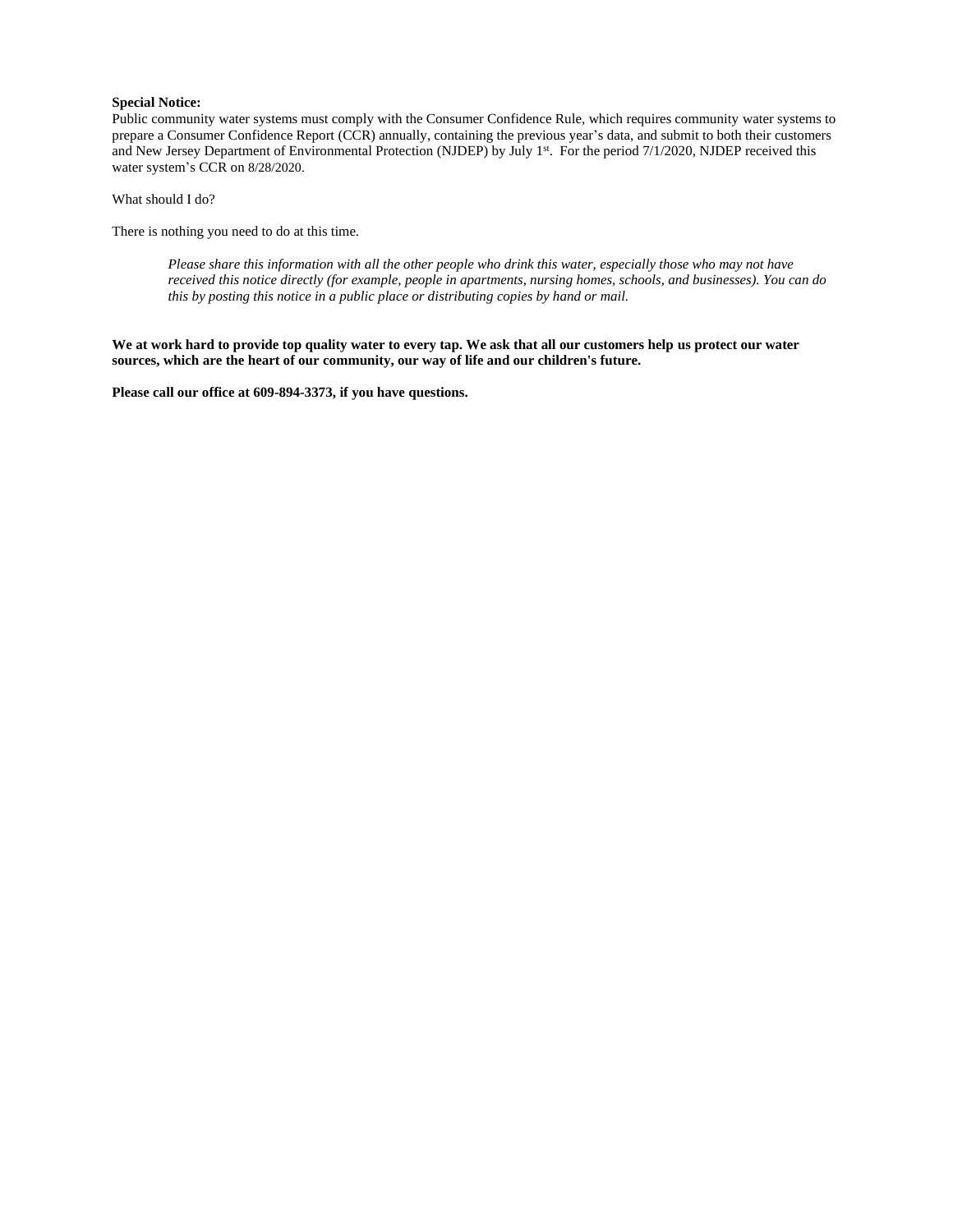**Special Notice:**
Public community water systems must comply with the Consumer Confidence Rule, which requires community water systems to prepare a Consumer Confidence Report (CCR) annually, containing the previous year's data, and submit to both their customers and New Jersey Department of Environmental Protection (NJDEP) by July 1st. For the period 7/1/2020, NJDEP received this water system's CCR on 8/28/2020.

What should I do?

There is nothing you need to do at this time.

> *Please share this information with all the other people who drink this water, especially those who may not have received this notice directly (for example, people in apartments, nursing homes, schools, and businesses). You can do this by posting this notice in a public place or distributing copies by hand or mail.*

**We at work hard to provide top quality water to every tap. We ask that all our customers help us protect our water sources, which are the heart of our community, our way of life and our children's future.**

**Please call our office at 609-894-3373, if you have questions.**